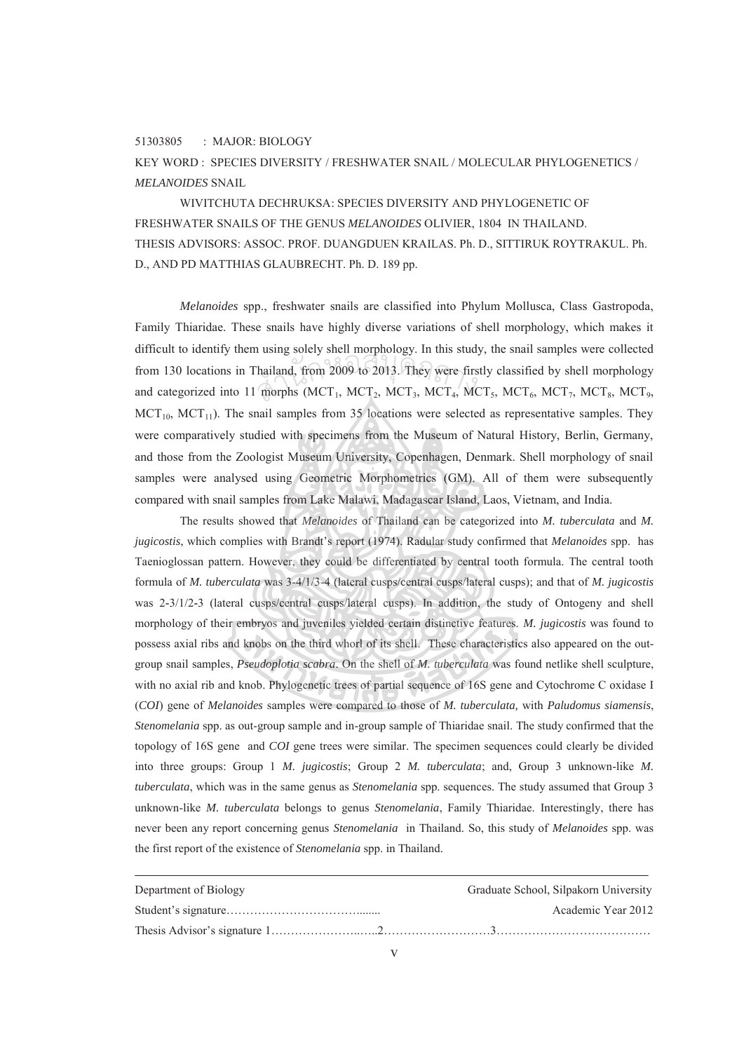51303805 : MAJOR: BIOLOGY

KEY WORD : SPECIES DIVERSITY / FRESHWATER SNAIL / MOLECULAR PHYLOGENETICS / *MELANOIDES* SNAIL

WIVITCHUTA DECHRUKSA: SPECIES DIVERSITY AND PHYLOGENETIC OF FRESHWATER SNAILS OF THE GENUS *MELANOIDES* OLIVIER, 1804 IN THAILAND. THESIS ADVISORS: ASSOC. PROF. DUANGDUEN KRAILAS. Ph. D., SITTIRUK ROYTRAKUL. Ph. D., AND PD MATTHIAS GLAUBRECHT. Ph. D. 189 pp.

*Melanoides* spp., freshwater snails are classified into Phylum Mollusca, Class Gastropoda, Family Thiaridae. These snails have highly diverse variations of shell morphology, which makes it difficult to identify them using solely shell morphology. In this study, the snail samples were collected from 130 locations in Thailand, from 2009 to 2013. They were firstly classified by shell morphology and categorized into 11 morphs ($MCT_1$, $MCT_2$, $MCT_3$, $MCT_4$, $MCT_5$, $MCT_6$, $MCT_7$, $MCT_8$, $MCT_9$, $MCT_{10}$, $MCT_{11}$). The snail samples from 35 locations were selected as representative samples. They were comparatively studied with specimens from the Museum of Natural History, Berlin, Germany, and those from the Zoologist Museum University, Copenhagen, Denmark. Shell morphology of snail samples were analysed using Geometric Morphometrics (GM). All of them were subsequently compared with snail samples from Lake Malawi, Madagascar Island, Laos, Vietnam, and India.

The results showed that *Melanoides* of Thailand can be categorized into *M. tuberculata* and *M. jugicostis*, which complies with Brandt's report (1974). Radular study confirmed that *Melanoides* spp. has Taenioglossan pattern. However, they could be differentiated by central tooth formula. The central tooth formula of *M. tuberculata* was 3-4/1/3-4 (lateral cusps/central cusps/lateral cusps); and that of *M. jugicostis* was 2-3/1/2-3 (lateral cusps/central cusps/lateral cusps). In addition, the study of Ontogeny and shell morphology of their embryos and juveniles yielded certain distinctive features. *M. jugicostis* was found to possess axial ribs and knobs on the third whorl of its shell. These characteristics also appeared on the out-group snail samples, *Pseudoplotia scabra*. On the shell of *M. tuberculata* was found netlike shell sculpture, with no axial rib and knob. Phylogenetic trees of partial sequence of 16S gene and Cytochrome C oxidase I (*COI*) gene of *Melanoides* samples were compared to those of *M. tuberculata,* with *Paludomus siamensis*, *Stenomelania* spp. as out-group sample and in-group sample of Thiaridae snail. The study confirmed that the topology of 16S gene and *COI* gene trees were similar. The specimen sequences could clearly be divided into three groups: Group 1 *M. jugicostis*; Group 2 *M. tuberculata*; and, Group 3 unknown-like *M. tuberculata*, which was in the same genus as *Stenomelania* spp. sequences. The study assumed that Group 3 unknown-like *M. tuberculata* belongs to genus *Stenomelania*, Family Thiaridae. Interestingly, there has never been any report concerning genus *Stenomelania* in Thailand. So, this study of *Melanoides* spp. was the first report of the existence of *Stenomelania* spp. in Thailand.

---

Department of Biology Graduate School, Silpakorn University

Student's signature……………………………........ Academic Year 2012

Thesis Advisor's signature 1…………………..…..2………………………3…………………………………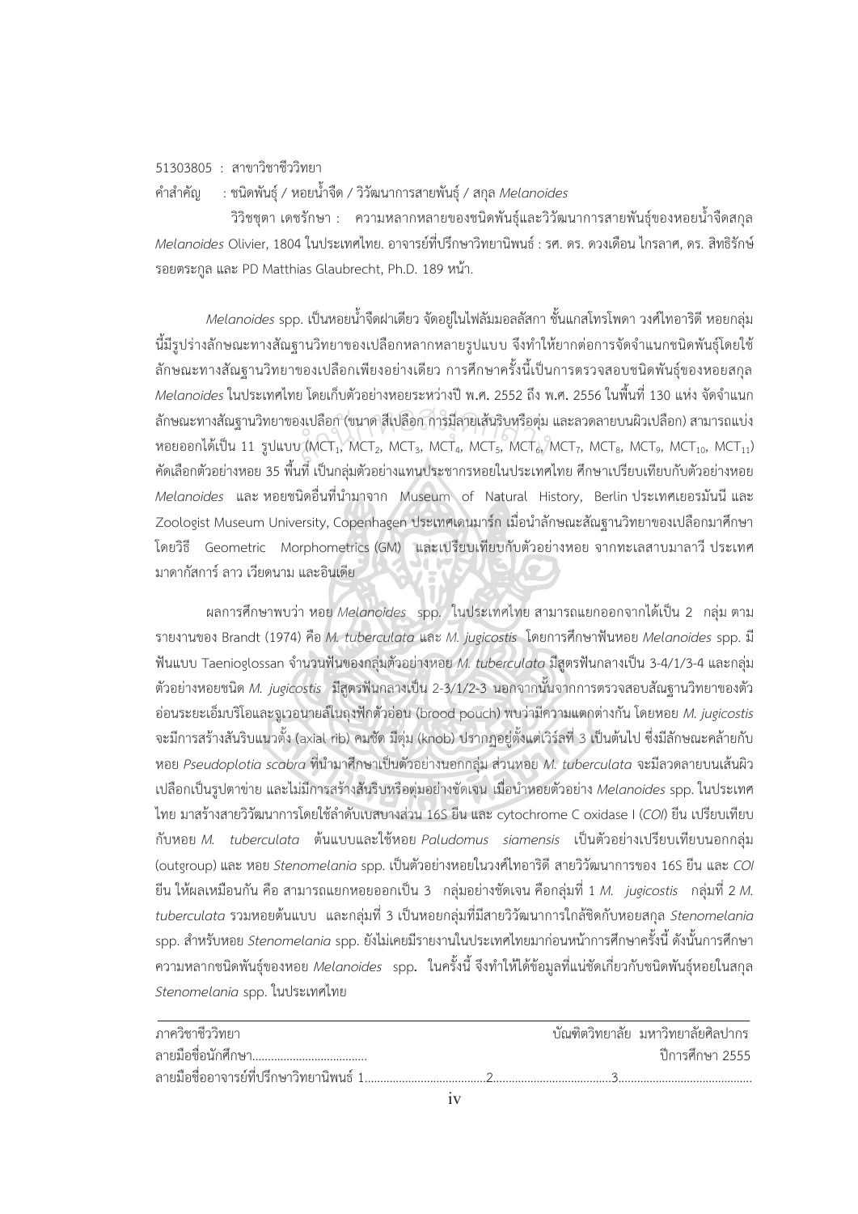51303805 : สาขาวิชาชีววิทยา

คำสำคัญ : ชนิดพันธุ์ / หอยน้ำจืด / วิวัฒนาการสายพันธุ์ / สกุล *Melanoides*

วิวิชชุตา เดชรักษา : ความหลากหลายของชนิดพันธุ์และวิวัฒนาการสายพันธุ์ของหอยน้ำจืดสกุล *Melanoides* Olivier, 1804 ในประเทศไทย. อาจารย์ที่ปรึกษาวิทยานิพนธ์ : รศ. ดร. ดวงเดือน ไกรลาศ, ดร. สิทธิรักษ์ รอยตระกูล และ PD Matthias Glaubrecht, Ph.D. 189 หน้า.

*Melanoides* spp. เป็นหอยน้ำจืดฝาเดียว จัดอยู่ในไฟลัมมอลลัสกา ชั้นแกสโทรโพดา วงศ์ไทอาริดี หอยกลุ่มนี้มีรูปร่างลักษณะทางสัณฐานวิทยาของเปลือกหลากหลายรูปแบบ จึงทำให้ยากต่อการจัดจำแนกชนิดพันธุ์โดยใช้ลักษณะทางสัณฐานวิทยาของเปลือกเพียงอย่างเดียว การศึกษาครั้งนี้เป็นการตรวจสอบชนิดพันธุ์ของหอยสกุล *Melanoides* ในประเทศไทย โดยเก็บตัวอย่างหอยระหว่างปี พ.ศ. 2552 ถึง พ.ศ. 2556 ในพื้นที่ 130 แห่ง จัดจำแนกลักษณะทางสัณฐานวิทยาของเปลือก (ขนาด สีเปลือก การมีลายเส้นริบหรือตุ่ม และลวดลายบนผิวเปลือก) สามารถแบ่งหอยออกได้เป็น 11 รูปแบบ ($MCT_1$, $MCT_2$, $MCT_3$, $MCT_4$, $MCT_5$, $MCT_6$, $MCT_7$, $MCT_8$, $MCT_9$, $MCT_{10}$, $MCT_{11}$) คัดเลือกตัวอย่างหอย 35 พื้นที่ เป็นกลุ่มตัวอย่างแทนประชากรหอยในประเทศไทย ศึกษาเปรียบเทียบกับตัวอย่างหอย *Melanoides* และ หอยชนิดอื่นที่นำมาจาก Museum of Natural History, Berlin ประเทศเยอรมันนี และ Zoologist Museum University, Copenhagen ประเทศเดนมาร์ก เมื่อนำลักษณะสัณฐานวิทยาของเปลือกมาศึกษาโดยวิธี Geometric Morphometrics (GM) และเปรียบเทียบกับตัวอย่างหอย จากทะเลสาบมาลาวี ประเทศมาดากัสการ์ ลาว เวียดนาม และอินเดีย

ผลการศึกษาพบว่า หอย *Melanoides* spp. ในประเทศไทย สามารถแยกออกจากได้เป็น 2 กลุ่ม ตามรายงานของ Brandt (1974) คือ *M. tuberculata* และ *M. jugicostis* โดยการศึกษาฟันหอย *Melanoides* spp. มีฟันแบบ Taenioglossan จำนวนฟันของกลุ่มตัวอย่างหอย *M. tuberculata* มีสูตรฟันกลางเป็น 3-4/1/3-4 และกลุ่มตัวอย่างหอยชนิด *M. jugicostis* มีสูตรฟันกลางเป็น 2-3/1/2-3 นอกจากนั้นจากการตรวจสอบสัณฐานวิทยาของตัวอ่อนระยะเอ็มบริโอและจูเวอนายส์ในถุงฟักตัวอ่อน (brood pouch) พบว่ามีความแตกต่างกัน โดยหอย *M. jugicostis* จะมีการสร้างสันริบแนวตั้ง (axial rib) คมชัด มีตุ่ม (knob) ปรากฏอยู่ตั้งแต่เวิร์ลที่ 3 เป็นต้นไป ซึ่งมีลักษณะคล้ายกับหอย *Pseudoplotia scabra* ที่นำมาศึกษาเป็นตัวอย่างนอกกลุ่ม ส่วนหอย *M. tuberculata* จะมีลวดลายบนเส้นผิวเปลือกเป็นรูปตาข่าย และไม่มีการสร้างสันริบหรือตุ่มอย่างชัดเจน เมื่อนำหอยตัวอย่าง *Melanoides* spp. ในประเทศไทย มาสร้างสายวิวัฒนาการโดยใช้ลำดับเบสบางส่วน 16S ยีน และ cytochrome C oxidase I (*COI*) ยีน เปรียบเทียบกับหอย *M. tuberculata* ต้นแบบและใช้หอย *Paludomus siamensis* เป็นตัวอย่างเปรียบเทียบนอกกลุ่ม (outgroup) และ หอย *Stenomelania* spp. เป็นตัวอย่างหอยในวงศ์ไทอาริดี สายวิวัฒนาการของ 16S ยีน และ *COI* ยีน ให้ผลเหมือนกัน คือ สามารถแยกหอยออกเป็น 3 กลุ่มอย่างชัดเจน คือกลุ่มที่ 1 *M. jugicostis* กลุ่มที่ 2 *M. tuberculata* รวมหอยต้นแบบ และกลุ่มที่ 3 เป็นหอยกลุ่มที่มีสายวิวัฒนาการใกล้ชิดกับหอยสกุล *Stenomelania* spp. สำหรับหอย *Stenomelania* spp. ยังไม่เคยมีรายงานในประเทศไทยมาก่อนหน้าการศึกษาครั้งนี้ ดังนั้นการศึกษาความหลากชนิดพันธุ์ของหอย *Melanoides* spp. ในครั้งนี้ จึงทำให้ได้ข้อมูลที่แน่ชัดเกี่ยวกับชนิดพันธุ์หอยในสกุล *Stenomelania* spp. ในประเทศไทย

---

ภาควิชาชีววิทยา บัณฑิตวิทยาลัย มหาวิทยาลัยศิลปากร

ลายมือชื่อนักศึกษา........................................ ปีการศึกษา 2555

ลายมือชื่ออาจารย์ที่ปรึกษาวิทยานิพนธ์ 1........................................2........................................3........................................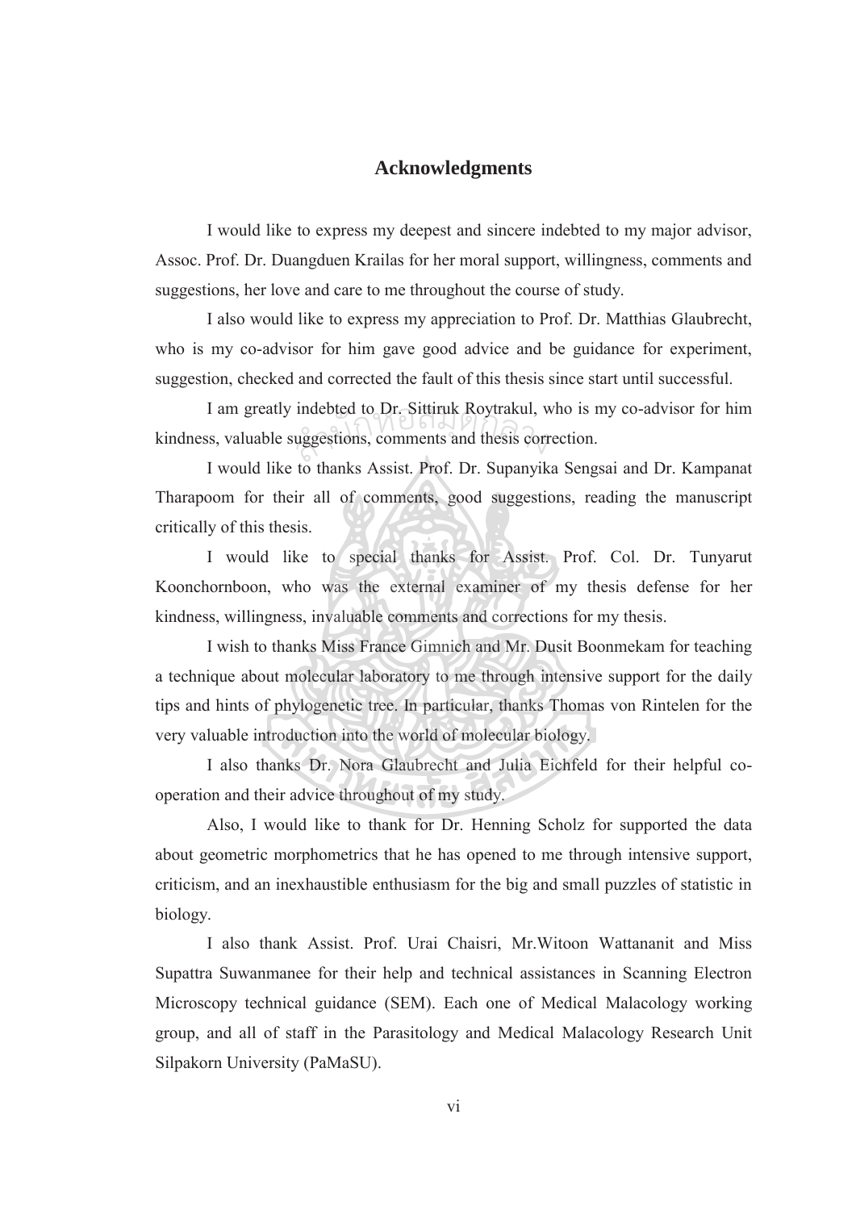# Acknowledgments

I would like to express my deepest and sincere indebted to my major advisor, Assoc. Prof. Dr. Duangduen Krailas for her moral support, willingness, comments and suggestions, her love and care to me throughout the course of study.

I also would like to express my appreciation to Prof. Dr. Matthias Glaubrecht, who is my co-advisor for him gave good advice and be guidance for experiment, suggestion, checked and corrected the fault of this thesis since start until successful.

I am greatly indebted to Dr. Sittiruk Roytrakul, who is my co-advisor for him kindness, valuable suggestions, comments and thesis correction.

I would like to thanks Assist. Prof. Dr. Supanyika Sengsai and Dr. Kampanat Tharapoom for their all of comments, good suggestions, reading the manuscript critically of this thesis.

I would like to special thanks for Assist. Prof. Col. Dr. Tunyarut Koonchornboon, who was the external examiner of my thesis defense for her kindness, willingness, invaluable comments and corrections for my thesis.

I wish to thanks Miss France Gimnich and Mr. Dusit Boonmekam for teaching a technique about molecular laboratory to me through intensive support for the daily tips and hints of phylogenetic tree. In particular, thanks Thomas von Rintelen for the very valuable introduction into the world of molecular biology.

I also thanks Dr. Nora Glaubrecht and Julia Eichfeld for their helpful co-operation and their advice throughout of my study.

Also, I would like to thank for Dr. Henning Scholz for supported the data about geometric morphometrics that he has opened to me through intensive support, criticism, and an inexhaustible enthusiasm for the big and small puzzles of statistic in biology.

I also thank Assist. Prof. Urai Chaisri, Mr.Witoon Wattananit and Miss Supattra Suwanmanee for their help and technical assistances in Scanning Electron Microscopy technical guidance (SEM). Each one of Medical Malacology working group, and all of staff in the Parasitology and Medical Malacology Research Unit Silpakorn University (PaMaSU).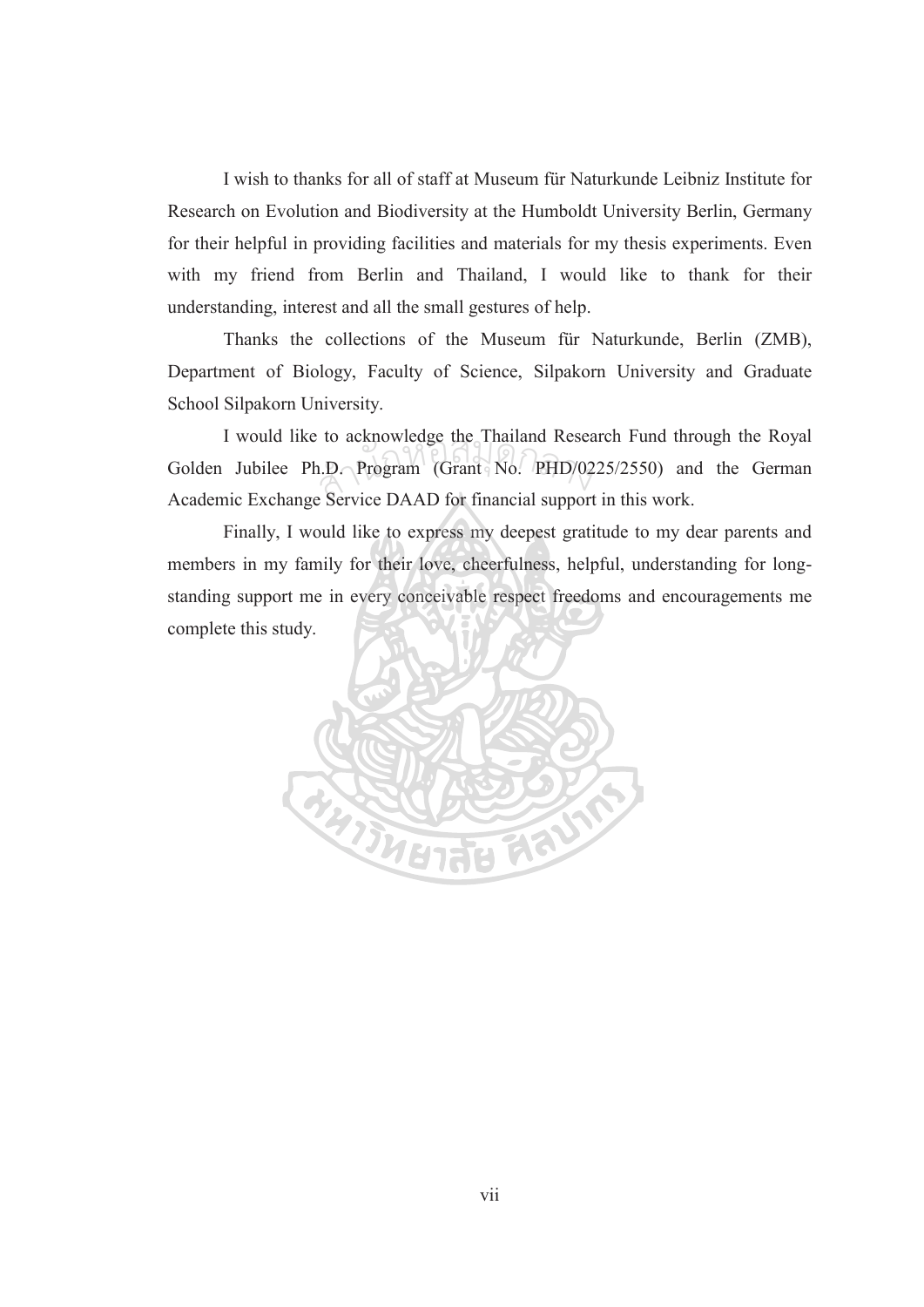I wish to thanks for all of staff at Museum für Naturkunde Leibniz Institute for Research on Evolution and Biodiversity at the Humboldt University Berlin, Germany for their helpful in providing facilities and materials for my thesis experiments. Even with my friend from Berlin and Thailand, I would like to thank for their understanding, interest and all the small gestures of help.

Thanks the collections of the Museum für Naturkunde, Berlin (ZMB), Department of Biology, Faculty of Science, Silpakorn University and Graduate School Silpakorn University.

I would like to acknowledge the Thailand Research Fund through the Royal Golden Jubilee Ph.D. Program (Grant No. PHD/0225/2550) and the German Academic Exchange Service DAAD for financial support in this work.

Finally, I would like to express my deepest gratitude to my dear parents and members in my family for their love, cheerfulness, helpful, understanding for long-standing support me in every conceivable respect freedoms and encouragements me complete this study.